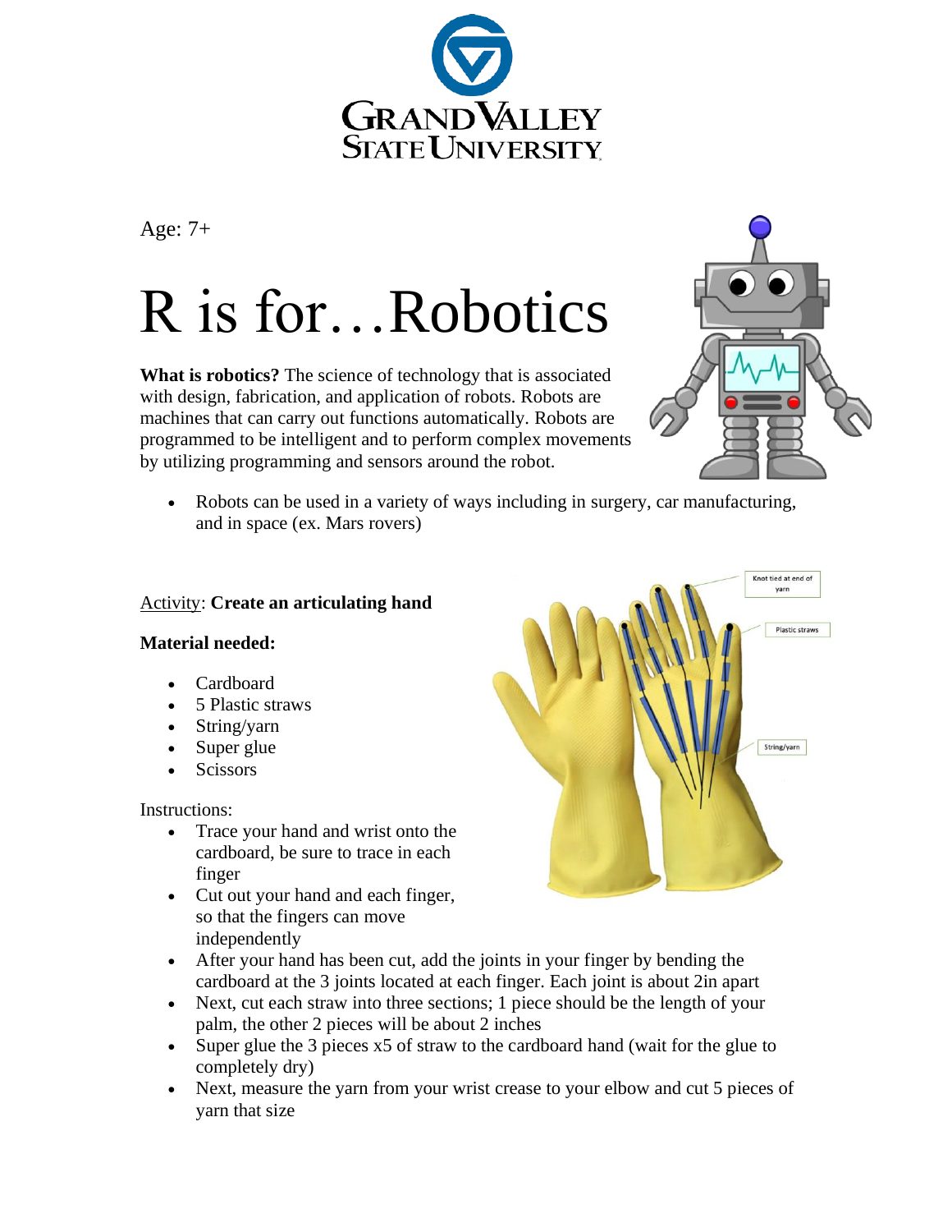Age: 7+

# R is for…Robotics

**What is robotics?** The science of technology that is associated with design, fabrication, and application of robots. Robots are machines that can carry out functions automatically. Robots are programmed to be intelligent and to perform complex movements by utilizing programming and sensors around the robot.

- Robots can be used in a variety of ways including in surgery, car manufacturing, and in space (ex. Mars rovers)

Activity: **Create an articulating hand**

**Material needed:**

- Cardboard
- 5 Plastic straws
- String/yarn
- Super glue
- Scissors

Instructions:

- Trace your hand and wrist onto the cardboard, be sure to trace in each finger
- Cut out your hand and each finger, so that the fingers can move independently
- After your hand has been cut, add the joints in your finger by bending the cardboard at the 3 joints located at each finger. Each joint is about 2in apart
- Next, cut each straw into three sections; 1 piece should be the length of your palm, the other 2 pieces will be about 2 inches
- Super glue the 3 pieces x5 of straw to the cardboard hand (wait for the glue to completely dry)
- Next, measure the yarn from your wrist crease to your elbow and cut 5 pieces of yarn that size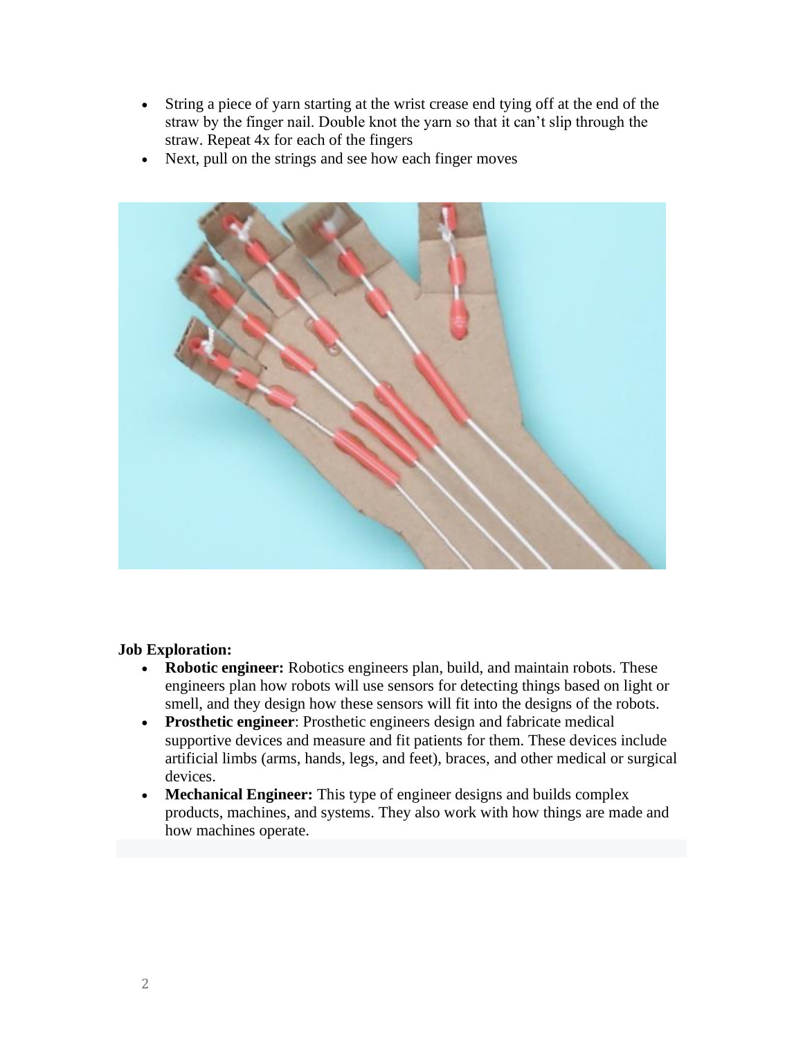- String a piece of yarn starting at the wrist crease end tying off at the end of the straw by the finger nail. Double knot the yarn so that it can't slip through the straw. Repeat 4x for each of the fingers
- Next, pull on the strings and see how each finger moves

**Job Exploration:**

- **Robotic engineer:** Robotics engineers plan, build, and maintain robots. These engineers plan how robots will use sensors for detecting things based on light or smell, and they design how these sensors will fit into the designs of the robots.
- **Prosthetic engineer**: Prosthetic engineers design and fabricate medical supportive devices and measure and fit patients for them. These devices include artificial limbs (arms, hands, legs, and feet), braces, and other medical or surgical devices.
- **Mechanical Engineer:** This type of engineer designs and builds complex products, machines, and systems. They also work with how things are made and how machines operate.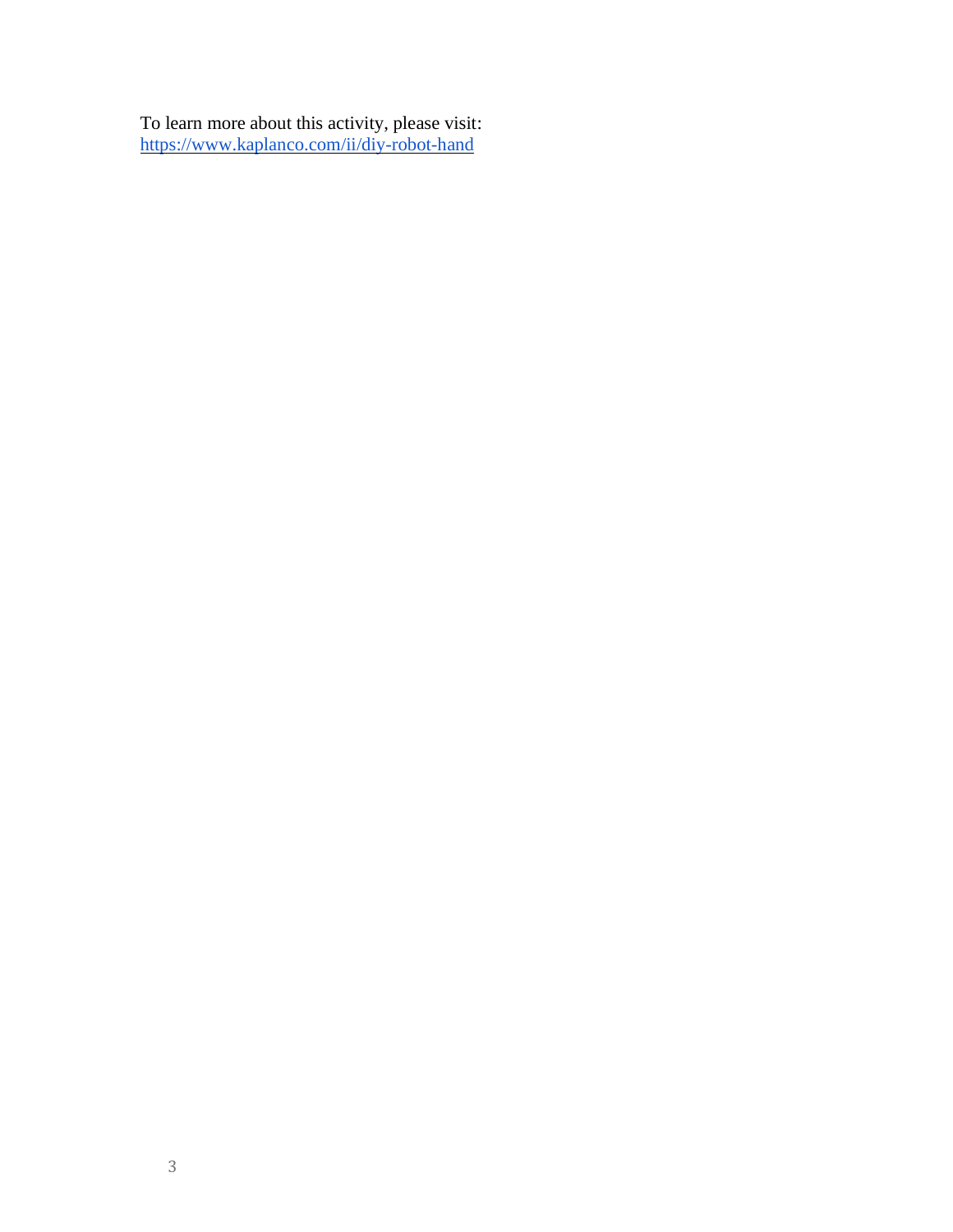To learn more about this activity, please visit:
https://www.kaplanco.com/ii/diy-robot-hand